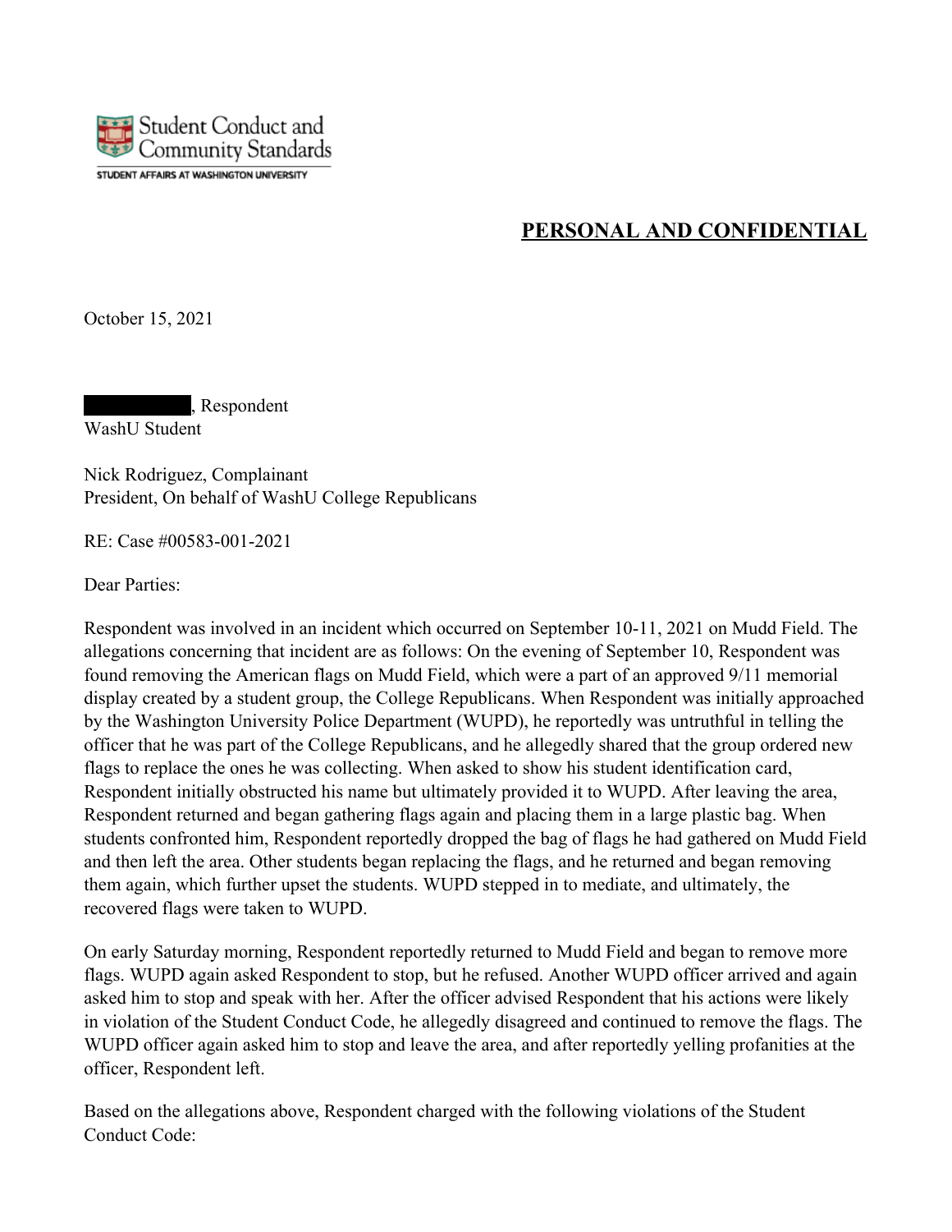Student Conduct and Community Standards

STUDENT AFFAIRS AT WASHINGTON UNIVERSITY

**PERSONAL AND CONFIDENTIAL**

October 15, 2021

██████████, Respondent
WashU Student

Nick Rodriguez, Complainant
President, On behalf of WashU College Republicans

RE: Case #00583-001-2021

Dear Parties:

Respondent was involved in an incident which occurred on September 10-11, 2021 on Mudd Field. The allegations concerning that incident are as follows: On the evening of September 10, Respondent was found removing the American flags on Mudd Field, which were a part of an approved 9/11 memorial display created by a student group, the College Republicans. When Respondent was initially approached by the Washington University Police Department (WUPD), he reportedly was untruthful in telling the officer that he was part of the College Republicans, and he allegedly shared that the group ordered new flags to replace the ones he was collecting. When asked to show his student identification card, Respondent initially obstructed his name but ultimately provided it to WUPD. After leaving the area, Respondent returned and began gathering flags again and placing them in a large plastic bag. When students confronted him, Respondent reportedly dropped the bag of flags he had gathered on Mudd Field and then left the area. Other students began replacing the flags, and he returned and began removing them again, which further upset the students. WUPD stepped in to mediate, and ultimately, the recovered flags were taken to WUPD.

On early Saturday morning, Respondent reportedly returned to Mudd Field and began to remove more flags. WUPD again asked Respondent to stop, but he refused. Another WUPD officer arrived and again asked him to stop and speak with her. After the officer advised Respondent that his actions were likely in violation of the Student Conduct Code, he allegedly disagreed and continued to remove the flags. The WUPD officer again asked him to stop and leave the area, and after reportedly yelling profanities at the officer, Respondent left.

Based on the allegations above, Respondent charged with the following violations of the Student Conduct Code: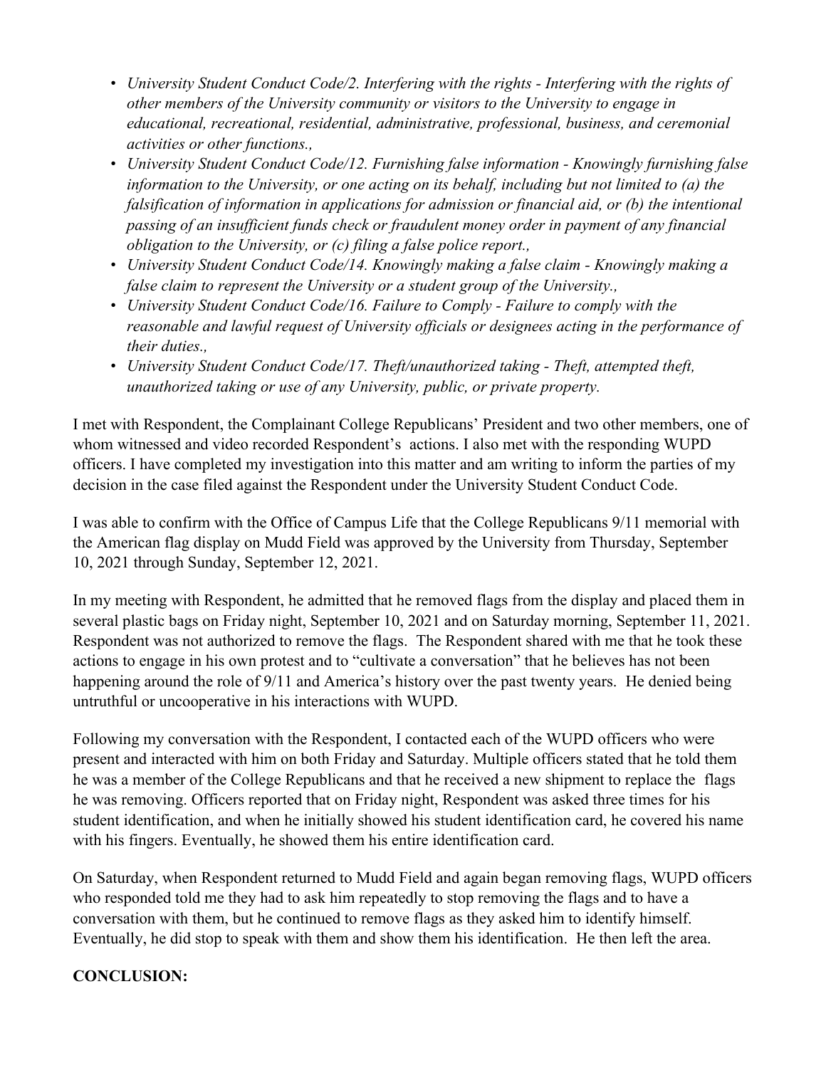- *University Student Conduct Code/2. Interfering with the rights - Interfering with the rights of other members of the University community or visitors to the University to engage in educational, recreational, residential, administrative, professional, business, and ceremonial activities or other functions.,*
- *University Student Conduct Code/12. Furnishing false information - Knowingly furnishing false information to the University, or one acting on its behalf, including but not limited to (a) the falsification of information in applications for admission or financial aid, or (b) the intentional passing of an insufficient funds check or fraudulent money order in payment of any financial obligation to the University, or (c) filing a false police report.,*
- *University Student Conduct Code/14. Knowingly making a false claim - Knowingly making a false claim to represent the University or a student group of the University.,*
- *University Student Conduct Code/16. Failure to Comply - Failure to comply with the reasonable and lawful request of University officials or designees acting in the performance of their duties.,*
- *University Student Conduct Code/17. Theft/unauthorized taking - Theft, attempted theft, unauthorized taking or use of any University, public, or private property.*

I met with Respondent, the Complainant College Republicans' President and two other members, one of whom witnessed and video recorded Respondent's actions. I also met with the responding WUPD officers. I have completed my investigation into this matter and am writing to inform the parties of my decision in the case filed against the Respondent under the University Student Conduct Code.

I was able to confirm with the Office of Campus Life that the College Republicans 9/11 memorial with the American flag display on Mudd Field was approved by the University from Thursday, September 10, 2021 through Sunday, September 12, 2021.

In my meeting with Respondent, he admitted that he removed flags from the display and placed them in several plastic bags on Friday night, September 10, 2021 and on Saturday morning, September 11, 2021. Respondent was not authorized to remove the flags. The Respondent shared with me that he took these actions to engage in his own protest and to "cultivate a conversation" that he believes has not been happening around the role of 9/11 and America's history over the past twenty years. He denied being untruthful or uncooperative in his interactions with WUPD.

Following my conversation with the Respondent, I contacted each of the WUPD officers who were present and interacted with him on both Friday and Saturday. Multiple officers stated that he told them he was a member of the College Republicans and that he received a new shipment to replace the flags he was removing. Officers reported that on Friday night, Respondent was asked three times for his student identification, and when he initially showed his student identification card, he covered his name with his fingers. Eventually, he showed them his entire identification card.

On Saturday, when Respondent returned to Mudd Field and again began removing flags, WUPD officers who responded told me they had to ask him repeatedly to stop removing the flags and to have a conversation with them, but he continued to remove flags as they asked him to identify himself. Eventually, he did stop to speak with them and show them his identification. He then left the area.

**CONCLUSION:**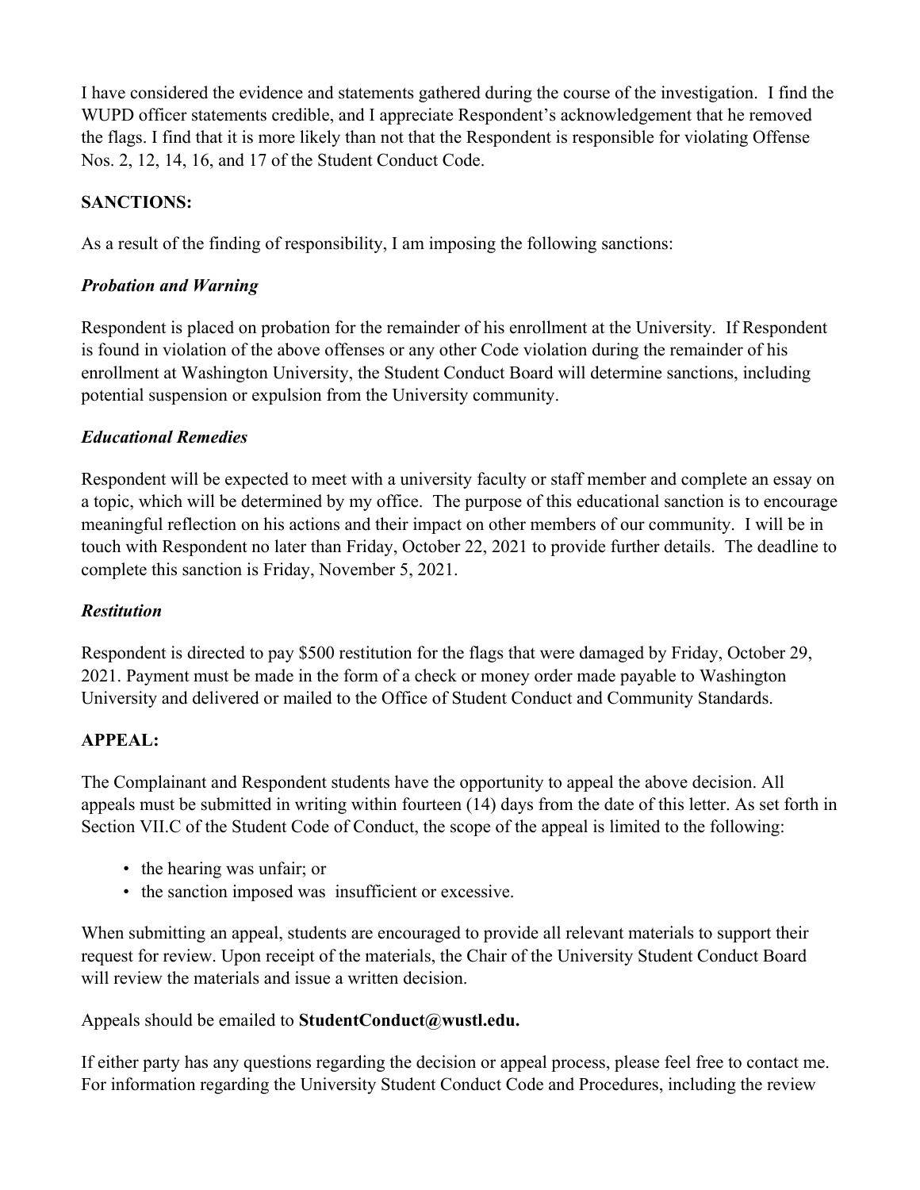I have considered the evidence and statements gathered during the course of the investigation. I find the WUPD officer statements credible, and I appreciate Respondent's acknowledgement that he removed the flags. I find that it is more likely than not that the Respondent is responsible for violating Offense Nos. 2, 12, 14, 16, and 17 of the Student Conduct Code.

**SANCTIONS:**

As a result of the finding of responsibility, I am imposing the following sanctions:

***Probation and Warning***

Respondent is placed on probation for the remainder of his enrollment at the University. If Respondent is found in violation of the above offenses or any other Code violation during the remainder of his enrollment at Washington University, the Student Conduct Board will determine sanctions, including potential suspension or expulsion from the University community.

***Educational Remedies***

Respondent will be expected to meet with a university faculty or staff member and complete an essay on a topic, which will be determined by my office. The purpose of this educational sanction is to encourage meaningful reflection on his actions and their impact on other members of our community. I will be in touch with Respondent no later than Friday, October 22, 2021 to provide further details. The deadline to complete this sanction is Friday, November 5, 2021.

***Restitution***

Respondent is directed to pay $500 restitution for the flags that were damaged by Friday, October 29, 2021. Payment must be made in the form of a check or money order made payable to Washington University and delivered or mailed to the Office of Student Conduct and Community Standards.

**APPEAL:**

The Complainant and Respondent students have the opportunity to appeal the above decision. All appeals must be submitted in writing within fourteen (14) days from the date of this letter. As set forth in Section VII.C of the Student Code of Conduct, the scope of the appeal is limited to the following:

- the hearing was unfair; or
- the sanction imposed was insufficient or excessive.

When submitting an appeal, students are encouraged to provide all relevant materials to support their request for review. Upon receipt of the materials, the Chair of the University Student Conduct Board will review the materials and issue a written decision.

Appeals should be emailed to **StudentConduct@wustl.edu.**

If either party has any questions regarding the decision or appeal process, please feel free to contact me. For information regarding the University Student Conduct Code and Procedures, including the review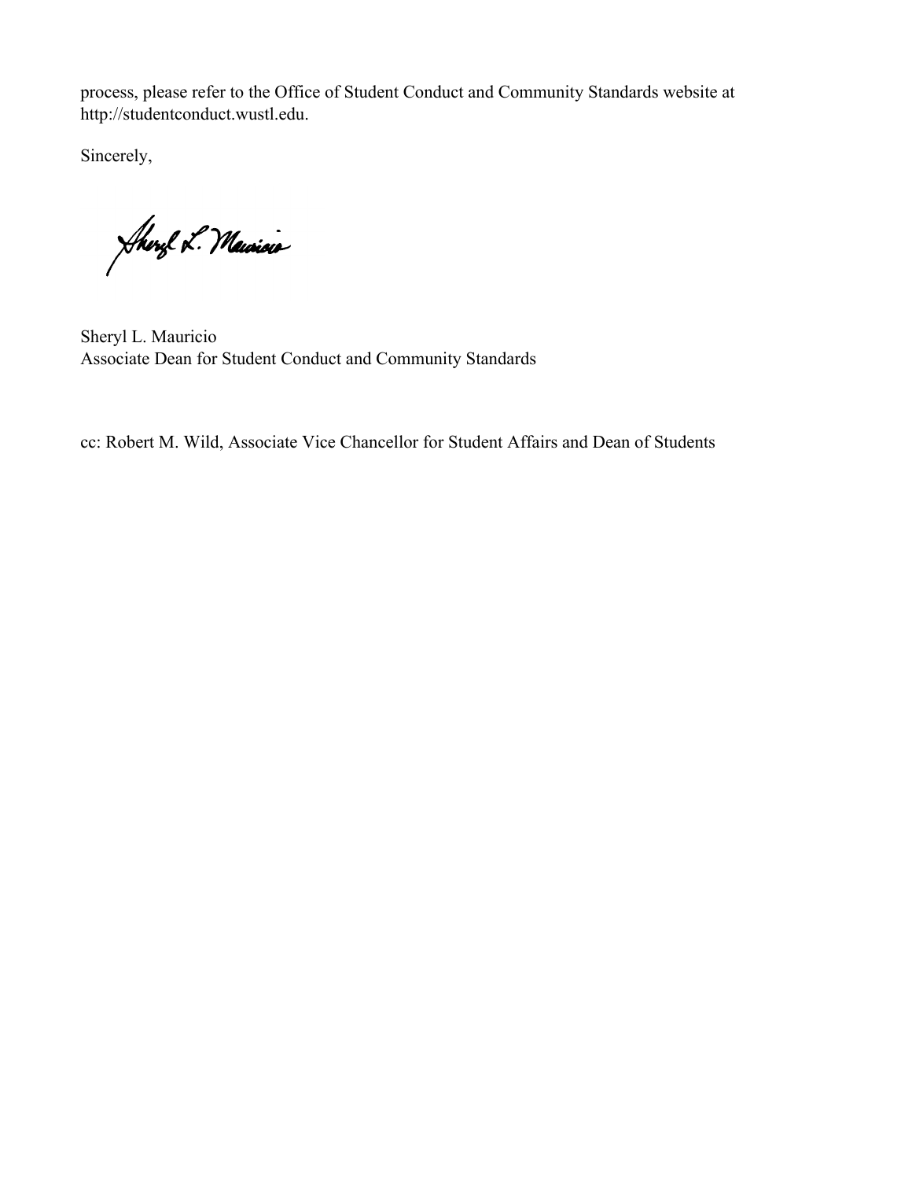process, please refer to the Office of Student Conduct and Community Standards website at http://studentconduct.wustl.edu.

Sincerely,

Sheryl L. Mauricio
Associate Dean for Student Conduct and Community Standards

cc: Robert M. Wild, Associate Vice Chancellor for Student Affairs and Dean of Students